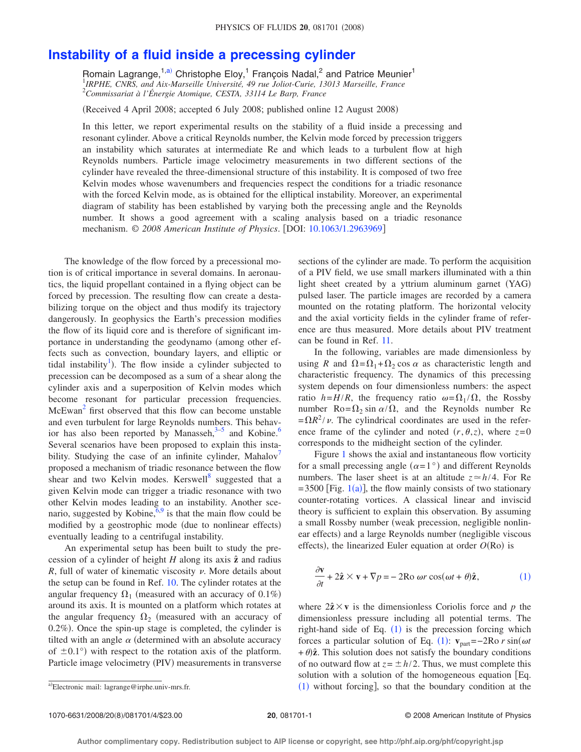# Instability of a fluid inside a precessing cylinder

Romain Lagrange,[1,a)] Christophe Eloy,[1] François Nadal,[2] and Patrice Meunier[1]

[1]*IRPHE, CNRS, and Aix-Marseille Université, 49 rue Joliot-Curie, 13013 Marseille, France*
[2]*Commissariat à l'Énergie Atomique, CESTA, 33114 Le Barp, France*

(Received 4 April 2008; accepted 6 July 2008; published online 12 August 2008)

In this letter, we report experimental results on the stability of a fluid inside a precessing and resonant cylinder. Above a critical Reynolds number, the Kelvin mode forced by precession triggers an instability which saturates at intermediate Re and which leads to a turbulent flow at high Reynolds numbers. Particle image velocimetry measurements in two different sections of the cylinder have revealed the three-dimensional structure of this instability. It is composed of two free Kelvin modes whose wavenumbers and frequencies respect the conditions for a triadic resonance with the forced Kelvin mode, as is obtained for the elliptical instability. Moreover, an experimental diagram of stability has been established by varying both the precessing angle and the Reynolds number. It shows a good agreement with a scaling analysis based on a triadic resonance mechanism. © *2008 American Institute of Physics*. [DOI: 10.1063/1.2963969]

The knowledge of the flow forced by a precessional motion is of critical importance in several domains. In aeronautics, the liquid propellant contained in a flying object can be forced by precession. The resulting flow can create a destabilizing torque on the object and thus modify its trajectory dangerously. In geophysics the Earth's precession modifies the flow of its liquid core and is therefore of significant importance in understanding the geodynamo (among other effects such as convection, boundary layers, and elliptic or tidal instability[1]). The flow inside a cylinder subjected to precession can be decomposed as a sum of a shear along the cylinder axis and a superposition of Kelvin modes which become resonant for particular precession frequencies. McEwan[2] first observed that this flow can become unstable and even turbulent for large Reynolds numbers. This behavior has also been reported by Manasseh,[3–5] and Kobine.[6] Several scenarios have been proposed to explain this instability. Studying the case of an infinite cylinder, Mahalov[7] proposed a mechanism of triadic resonance between the flow shear and two Kelvin modes. Kerswell[8] suggested that a given Kelvin mode can trigger a triadic resonance with two other Kelvin modes leading to an instability. Another scenario, suggested by Kobine,[6,9] is that the main flow could be modified by a geostrophic mode (due to nonlinear effects) eventually leading to a centrifugal instability.

An experimental setup has been built to study the precession of a cylinder of height $H$ along its axis $\hat{\mathbf{z}}$ and radius $R$, full of water of kinematic viscosity $\nu$. More details about the setup can be found in Ref. 10. The cylinder rotates at the angular frequency $\Omega_1$ (measured with an accuracy of 0.1%) around its axis. It is mounted on a platform which rotates at the angular frequency $\Omega_2$ (measured with an accuracy of 0.2%). Once the spin-up stage is completed, the cylinder is tilted with an angle $\alpha$ (determined with an absolute accuracy of $\pm 0.1°$) with respect to the rotation axis of the platform. Particle image velocimetry (PIV) measurements in transverse sections of the cylinder are made. To perform the acquisition of a PIV field, we use small markers illuminated with a thin light sheet created by a yttrium aluminum garnet (YAG) pulsed laser. The particle images are recorded by a camera mounted on the rotating platform. The horizontal velocity and the axial vorticity fields in the cylinder frame of reference are thus measured. More details about PIV treatment can be found in Ref. 11.

In the following, variables are made dimensionless by using $R$ and $\Omega=\Omega_1+\Omega_2\cos\alpha$ as characteristic length and characteristic frequency. The dynamics of this precessing system depends on four dimensionless numbers: the aspect ratio $h=H/R$, the frequency ratio $\omega=\Omega_1/\Omega$, the Rossby number $\mathrm{Ro}=\Omega_2\sin\alpha/\Omega$, and the Reynolds number $\mathrm{Re}=\Omega R^2/\nu$. The cylindrical coordinates are used in the reference frame of the cylinder and noted $(r,\theta,z)$, where $z=0$ corresponds to the midheight section of the cylinder.

Figure 1 shows the axial and instantaneous flow vorticity for a small precessing angle ($\alpha=1°$) and different Reynolds numbers. The laser sheet is at an altitude $z\simeq h/4$. For $\mathrm{Re}=3500$ [Fig. 1(a)], the flow mainly consists of two stationary counter-rotating vortices. A classical linear and inviscid theory is sufficient to explain this observation. By assuming a small Rossby number (weak precession, negligible nonlinear effects) and a large Reynolds number (negligible viscous effects), the linearized Euler equation at order $O(\mathrm{Ro})$ is

$$\frac{\partial \mathbf{v}}{\partial t}+2\hat{\mathbf{z}}\times\mathbf{v}+\nabla p=-2\mathrm{Ro}\,\omega r\cos(\omega t+\theta)\hat{\mathbf{z}}, \tag{1}$$

where $2\hat{\mathbf{z}}\times\mathbf{v}$ is the dimensionless Coriolis force and $p$ the dimensionless pressure including all potential terms. The right-hand side of Eq. (1) is the precession forcing which forces a particular solution of Eq. (1): $\mathbf{v}_{\mathrm{part}}=-2\mathrm{Ro}\,r\sin(\omega t+\theta)\hat{\mathbf{z}}$. This solution does not satisfy the boundary conditions of no outward flow at $z=\pm h/2$. Thus, we must complete this solution with a solution of the homogeneous equation [Eq. (1) without forcing], so that the boundary condition at the

a)Electronic mail: lagrange@irphe.univ-mrs.fr.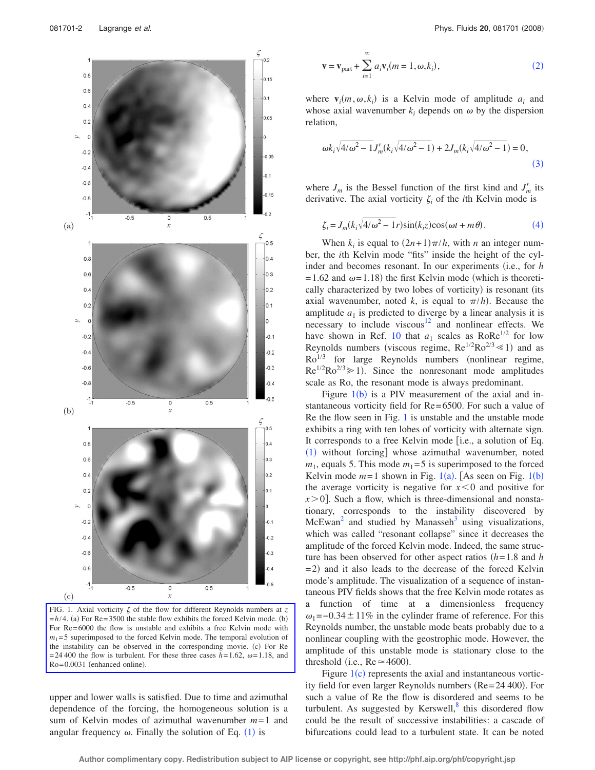FIG. 1. Axial vorticity $\zeta$ of the flow for different Reynolds numbers at $z = h/4$. (a) For Re=3500 the stable flow exhibits the forced Kelvin mode. (b) For Re=6000 the flow is unstable and exhibits a free Kelvin mode with $m_1=5$ superimposed to the forced Kelvin mode. The temporal evolution of the instability can be observed in the corresponding movie. (c) For Re = 24 400 the flow is turbulent. For these three cases $h=1.62$, $\omega=1.18$, and Ro=0.0031 (enhanced online).

upper and lower walls is satisfied. Due to time and azimuthal dependence of the forcing, the homogeneous solution is a sum of Kelvin modes of azimuthal wavenumber $m=1$ and angular frequency $\omega$. Finally the solution of Eq. (1) is

$$\mathbf{v} = \mathbf{v}_{\text{part}} + \sum_{i=1}^{\infty} a_i \mathbf{v}_i(m=1,\omega,k_i), \tag{2}$$

where $\mathbf{v}_i(m,\omega,k_i)$ is a Kelvin mode of amplitude $a_i$ and whose axial wavenumber $k_i$ depends on $\omega$ by the dispersion relation,

$$\omega k_i \sqrt{4/\omega^2 - 1} J'_m(k_i\sqrt{4/\omega^2 - 1}) + 2 J_m(k_i\sqrt{4/\omega^2-1}) = 0, \tag{3}$$

where $J_m$ is the Bessel function of the first kind and $J'_m$ its derivative. The axial vorticity $\zeta_i$ of the $i$th Kelvin mode is

$$\zeta_i = J_m(k_i\sqrt{4/\omega^2 - 1} r)\sin(k_i z)\cos(\omega t + m\theta). \tag{4}$$

When $k_i$ is equal to $(2n+1)\pi/h$, with $n$ an integer number, the $i$th Kelvin mode "fits" inside the height of the cylinder and becomes resonant. In our experiments (i.e., for $h=1.62$ and $\omega=1.18$) the first Kelvin mode (which is theoretically characterized by two lobes of vorticity) is resonant (its axial wavenumber, noted $k$, is equal to $\pi/h$). Because the amplitude $a_1$ is predicted to diverge by a linear analysis it is necessary to include viscous[12] and nonlinear effects. We have shown in Ref. 10 that $a_1$ scales as $\text{RoRe}^{1/2}$ for low Reynolds numbers (viscous regime, $\text{Re}^{1/2}\text{Ro}^{2/3} \ll 1$) and as $\text{Ro}^{1/3}$ for large Reynolds numbers (nonlinear regime, $\text{Re}^{1/2}\text{Ro}^{2/3} \gg 1$). Since the nonresonant mode amplitudes scale as Ro, the resonant mode is always predominant.

Figure 1(b) is a PIV measurement of the axial and instantaneous vorticity field for Re=6500. For such a value of Re the flow seen in Fig. 1 is unstable and the unstable mode exhibits a ring with ten lobes of vorticity with alternate sign. It corresponds to a free Kelvin mode [i.e., a solution of Eq. (1) without forcing] whose azimuthal wavenumber, noted $m_1$, equals 5. This mode $m_1=5$ is superimposed to the forced Kelvin mode $m=1$ shown in Fig. 1(a). [As seen on Fig. 1(b) the average vorticity is negative for $x<0$ and positive for $x>0$]. Such a flow, which is three-dimensional and nonstationary, corresponds to the instability discovered by McEwan[2] and studied by Manasseh[3] using visualizations, which was called "resonant collapse" since it decreases the amplitude of the forced Kelvin mode. Indeed, the same structure has been observed for other aspect ratios ($h=1.8$ and $h=2$) and it also leads to the decrease of the forced Kelvin mode's amplitude. The visualization of a sequence of instantaneous PIV fields shows that the free Kelvin mode rotates as a function of time at a dimensionless frequency $\omega_1=-0.34\pm 11\%$ in the cylinder frame of reference. For this Reynolds number, the unstable mode beats probably due to a nonlinear coupling with the geostrophic mode. However, the amplitude of this unstable mode is stationary close to the threshold (i.e., $\text{Re}\simeq 4600$).

Figure 1(c) represents the axial and instantaneous vorticity field for even larger Reynolds numbers (Re=24 400). For such a value of Re the flow is disordered and seems to be turbulent. As suggested by Kerswell,[8] this disordered flow could be the result of successive instabilities: a cascade of bifurcations could lead to a turbulent state. It can be noted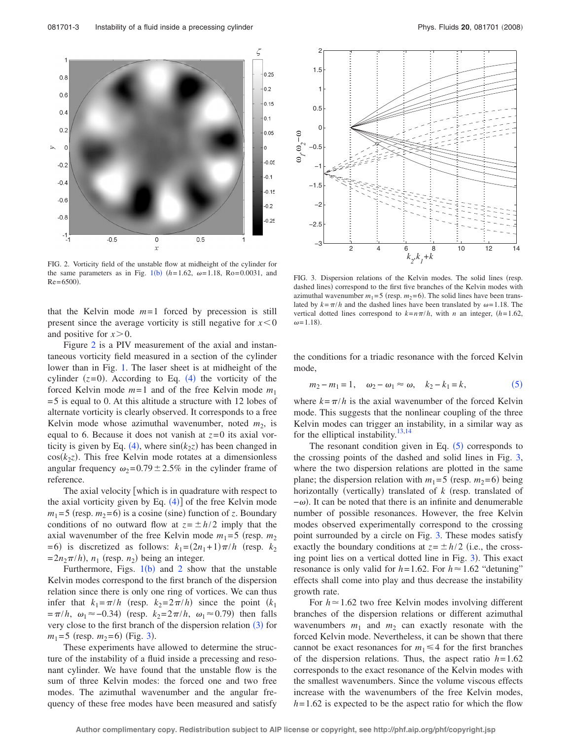FIG. 2. Vorticity field of the unstable flow at midheight of the cylinder for the same parameters as in Fig. 1(b) ($h=1.62$, $\omega=1.18$, Ro=0.0031, and Re=6500).

FIG. 3. Dispersion relations of the Kelvin modes. The solid lines (resp. dashed lines) correspond to the first five branches of the Kelvin modes with azimuthal wavenumber $m_1=5$ (resp. $m_2=6$). The solid lines have been translated by $k=\pi/h$ and the dashed lines have been translated by $\omega=1.18$. The vertical dotted lines correspond to $k=n\pi/h$, with $n$ an integer, ($h=1.62$, $\omega=1.18$).

that the Kelvin mode $m=1$ forced by precession is still present since the average vorticity is still negative for $x<0$ and positive for $x>0$.

Figure 2 is a PIV measurement of the axial and instantaneous vorticity field measured in a section of the cylinder lower than in Fig. 1. The laser sheet is at midheight of the cylinder ($z=0$). According to Eq. (4) the vorticity of the forced Kelvin mode $m=1$ and of the free Kelvin mode $m_1=5$ is equal to 0. At this altitude a structure with 12 lobes of alternate vorticity is clearly observed. It corresponds to a free Kelvin mode whose azimuthal wavenumber, noted $m_2$, is equal to 6. Because it does not vanish at $z=0$ its axial vorticity is given by Eq. (4), where $\sin(k_2 z)$ has been changed in $\cos(k_2 z)$. This free Kelvin mode rotates at a dimensionless angular frequency $\omega_2=0.79\pm 2.5\%$ in the cylinder frame of reference.

The axial velocity [which is in quadrature with respect to the axial vorticity given by Eq. (4)] of the free Kelvin mode $m_1=5$ (resp. $m_2=6$) is a cosine (sine) function of $z$. Boundary conditions of no outward flow at $z=\pm h/2$ imply that the axial wavenumber of the free Kelvin mode $m_1=5$ (resp. $m_2=6$) is discretized as follows: $k_1=(2n_1+1)\pi/h$ (resp. $k_2=2n_2\pi/h$), $n_1$ (resp. $n_2$) being an integer.

Furthermore, Figs. 1(b) and 2 show that the unstable Kelvin modes correspond to the first branch of the dispersion relation since there is only one ring of vortices. We can thus infer that $k_1=\pi/h$ (resp. $k_2=2\pi/h$) since the point ($k_1=\pi/h$, $\omega_1\approx -0.34$) (resp. $k_2=2\pi/h$, $\omega_1\approx 0.79$) then falls very close to the first branch of the dispersion relation (3) for $m_1=5$ (resp. $m_2=6$) (Fig. 3).

These experiments have allowed to determine the structure of the instability of a fluid inside a precessing and resonant cylinder. We have found that the unstable flow is the sum of three Kelvin modes: the forced one and two free modes. The azimuthal wavenumber and the angular frequency of these free modes have been measured and satisfy the conditions for a triadic resonance with the forced Kelvin mode,

$$m_2-m_1=1,\quad \omega_2-\omega_1\approx\omega,\quad k_2-k_1=k, \tag{5}$$

where $k=\pi/h$ is the axial wavenumber of the forced Kelvin mode. This suggests that the nonlinear coupling of the three Kelvin modes can trigger an instability, in a similar way as for the elliptical instability.[13,14]

The resonant condition given in Eq. (5) corresponds to the crossing points of the dashed and solid lines in Fig. 3, where the two dispersion relations are plotted in the same plane; the dispersion relation with $m_1=5$ (resp. $m_2=6$) being horizontally (vertically) translated of $k$ (resp. translated of $-\omega$). It can be noted that there is an infinite and denumerable number of possible resonances. However, the free Kelvin modes observed experimentally correspond to the crossing point surrounded by a circle on Fig. 3. These modes satisfy exactly the boundary conditions at $z=\pm h/2$ (i.e., the crossing point lies on a vertical dotted line in Fig. 3). This exact resonance is only valid for $h=1.62$. For $h\approx 1.62$ "detuning" effects shall come into play and thus decrease the instability growth rate.

For $h\simeq 1.62$ two free Kelvin modes involving different branches of the dispersion relations or different azimuthal wavenumbers $m_1$ and $m_2$ can exactly resonate with the forced Kelvin mode. Nevertheless, it can be shown that there cannot be exact resonances for $m_1\leqslant 4$ for the first branches of the dispersion relations. Thus, the aspect ratio $h=1.62$ corresponds to the exact resonance of the Kelvin modes with the smallest wavenumbers. Since the volume viscous effects increase with the wavenumbers of the free Kelvin modes, $h=1.62$ is expected to be the aspect ratio for which the flow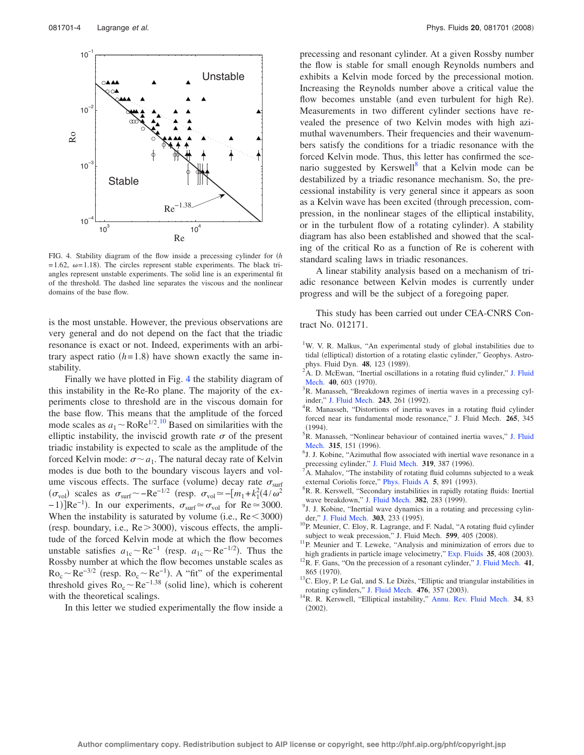10⁻¹

Unstable

10⁻²

Ro

10⁻³

Stable

$\mathrm{Re}^{-1.38}$

10⁻⁴

10³

10⁴

Re

FIG. 4. Stability diagram of the flow inside a precessing cylinder for ($h = 1.62$, $\omega = 1.18$). The circles represent stable experiments. The black triangles represent unstable experiments. The solid line is an experimental fit of the threshold. The dashed line separates the viscous and the nonlinear domains of the base flow.

is the most unstable. However, the previous observations are very general and do not depend on the fact that the triadic resonance is exact or not. Indeed, experiments with an arbitrary aspect ratio ($h = 1.8$) have shown exactly the same instability.

Finally we have plotted in Fig. 4 the stability diagram of this instability in the Re-Ro plane. The majority of the experiments close to threshold are in the viscous domain for the base flow. This means that the amplitude of the forced mode scales as $a_1 \sim \mathrm{Ro}\mathrm{Re}^{1/2}$.[10] Based on similarities with the elliptic instability, the inviscid growth rate $\sigma$ of the present triadic instability is expected to scale as the amplitude of the forced Kelvin mode: $\sigma \sim a_1$. The natural decay rate of Kelvin modes is due both to the boundary viscous layers and volume viscous effects. The surface (volume) decay rate $\sigma_{\mathrm{surf}}$ ($\sigma_{\mathrm{vol}}$) scales as $\sigma_{\mathrm{surf}} \sim -\mathrm{Re}^{-1/2}$ (resp. $\sigma_{\mathrm{vol}} \simeq -[m_1 + k_1^2(4/\omega^2 - 1)]\mathrm{Re}^{-1}$). In our experiments, $\sigma_{\mathrm{surf}} \simeq \sigma_{\mathrm{vol}}$ for $\mathrm{Re} \simeq 3000$. When the instability is saturated by volume (i.e., $\mathrm{Re} < 3000$) (resp. boundary, i.e., $\mathrm{Re} > 3000$), viscous effects, the amplitude of the forced Kelvin mode at which the flow becomes unstable satisfies $a_{1c} \sim \mathrm{Re}^{-1}$ (resp. $a_{1c} \sim \mathrm{Re}^{-1/2}$). Thus the Rossby number at which the flow becomes unstable scales as $\mathrm{Ro}_c \sim \mathrm{Re}^{-3/2}$ (resp. $\mathrm{Ro}_c \sim \mathrm{Re}^{-1}$). A "fit" of the experimental threshold gives $\mathrm{Ro}_c \sim \mathrm{Re}^{-1.38}$ (solid line), which is coherent with the theoretical scalings.

In this letter we studied experimentally the flow inside a precessing and resonant cylinder. At a given Rossby number the flow is stable for small enough Reynolds numbers and exhibits a Kelvin mode forced by the precessional motion. Increasing the Reynolds number above a critical value the flow becomes unstable (and even turbulent for high Re). Measurements in two different cylinder sections have revealed the presence of two Kelvin modes with high azimuthal wavenumbers. Their frequencies and their wavenumbers satisfy the conditions for a triadic resonance with the forced Kelvin mode. Thus, this letter has confirmed the scenario suggested by Kerswell[8] that a Kelvin mode can be destabilized by a triadic resonance mechanism. So, the precessional instability is very general since it appears as soon as a Kelvin wave has been excited (through precession, compression, in the nonlinear stages of the elliptical instability, or in the turbulent flow of a rotating cylinder). A stability diagram has also been established and showed that the scaling of the critical Ro as a function of Re is coherent with standard scaling laws in triadic resonances.

A linear stability analysis based on a mechanism of triadic resonance between Kelvin modes is currently under progress and will be the subject of a foregoing paper.

This study has been carried out under CEA-CNRS Contract No. 012171.

[1] W. V. R. Malkus, "An experimental study of global instabilities due to tidal (elliptical) distortion of a rotating elastic cylinder," Geophys. Astrophys. Fluid Dyn. **48**, 123 (1989).

[2] A. D. McEwan, "Inertial oscillations in a rotating fluid cylinder," J. Fluid Mech. **40**, 603 (1970).

[3] R. Manasseh, "Breakdown regimes of inertia waves in a precessing cylinder," J. Fluid Mech. **243**, 261 (1992).

[4] R. Manasseh, "Distortions of inertia waves in a rotating fluid cylinder forced near its fundamental mode resonance," J. Fluid Mech. **265**, 345 (1994).

[5] R. Manasseh, "Nonlinear behaviour of contained inertia waves," J. Fluid Mech. **315**, 151 (1996).

[6] J. J. Kobine, "Azimuthal flow associated with inertial wave resonance in a precessing cylinder," J. Fluid Mech. **319**, 387 (1996).

[7] A. Mahalov, "The instability of rotating fluid columns subjected to a weak external Coriolis force," Phys. Fluids A **5**, 891 (1993).

[8] R. R. Kerswell, "Secondary instabilities in rapidly rotating fluids: Inertial wave breakdown," J. Fluid Mech. **382**, 283 (1999).

[9] J. J. Kobine, "Inertial wave dynamics in a rotating and precessing cylinder," J. Fluid Mech. **303**, 233 (1995).

[10] P. Meunier, C. Eloy, R. Lagrange, and F. Nadal, "A rotating fluid cylinder subject to weak precession," J. Fluid Mech. **599**, 405 (2008).

[11] P. Meunier and T. Leweke, "Analysis and minimization of errors due to high gradients in particle image velocimetry," Exp. Fluids **35**, 408 (2003).

[12] R. F. Gans, "On the precession of a resonant cylinder," J. Fluid Mech. **41**, 865 (1970).

[13] C. Eloy, P. Le Gal, and S. Le Dizès, "Elliptic and triangular instabilities in rotating cylinders," J. Fluid Mech. **476**, 357 (2003).

[14] R. R. Kerswell, "Elliptical instability," Annu. Rev. Fluid Mech. **34**, 83 (2002).